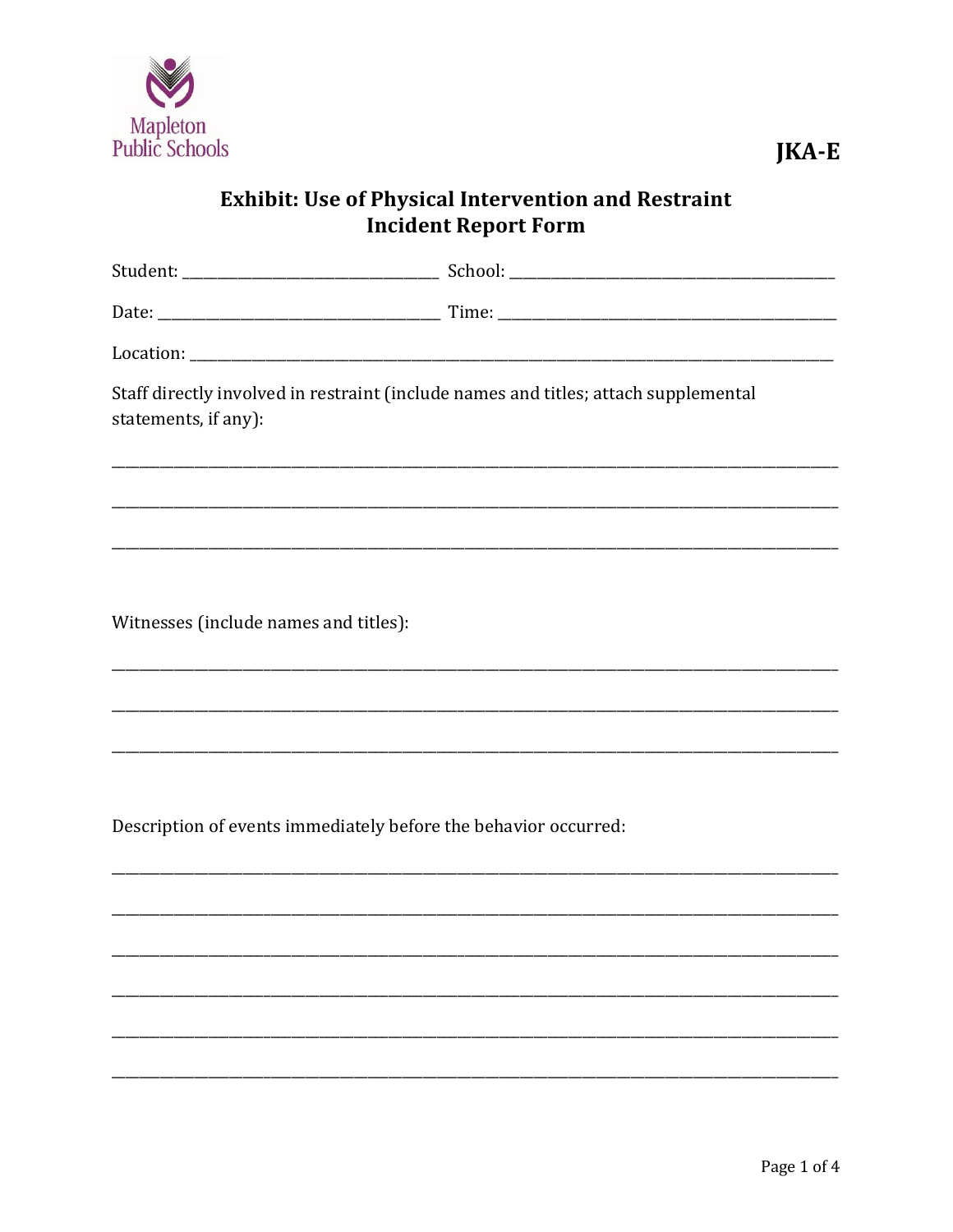Mapleton Public Schools

**JKA-E**

# Exhibit: Use of Physical Intervention and Restraint Incident Report Form

Student: ______________________________ School: ________________________________________

Date: __________________________________ Time: __________________________________________

Location: ____________________________________________________________________________________

Staff directly involved in restraint (include names and titles; attach supplemental statements, if any):

_____________________________________________________________________________________________

_____________________________________________________________________________________________

_____________________________________________________________________________________________

Witnesses (include names and titles):

_____________________________________________________________________________________________

_____________________________________________________________________________________________

_____________________________________________________________________________________________

Description of events immediately before the behavior occurred:

_____________________________________________________________________________________________

_____________________________________________________________________________________________

_____________________________________________________________________________________________

_____________________________________________________________________________________________

_____________________________________________________________________________________________

_____________________________________________________________________________________________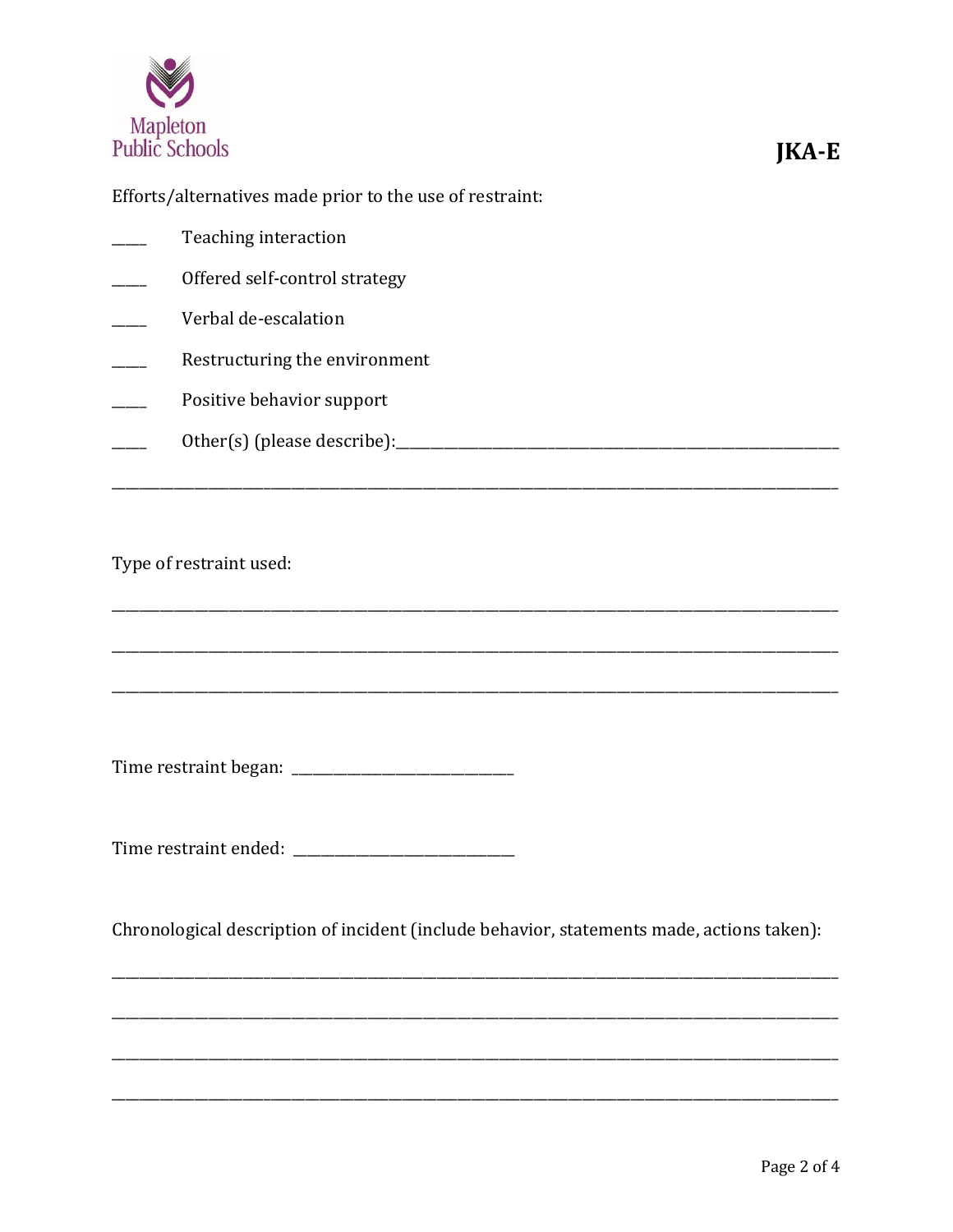JKA-E

Efforts/alternatives made prior to the use of restraint:

____ Teaching interaction

____ Offered self-control strategy

____ Verbal de-escalation

____ Restructuring the environment

____ Positive behavior support

____ Other(s) (please describe):______________________________________________

______________________________________________________________________________

Type of restraint used:

______________________________________________________________________________

______________________________________________________________________________

______________________________________________________________________________

Time restraint began: ______________________

Time restraint ended: ______________________

Chronological description of incident (include behavior, statements made, actions taken):

______________________________________________________________________________

______________________________________________________________________________

______________________________________________________________________________

______________________________________________________________________________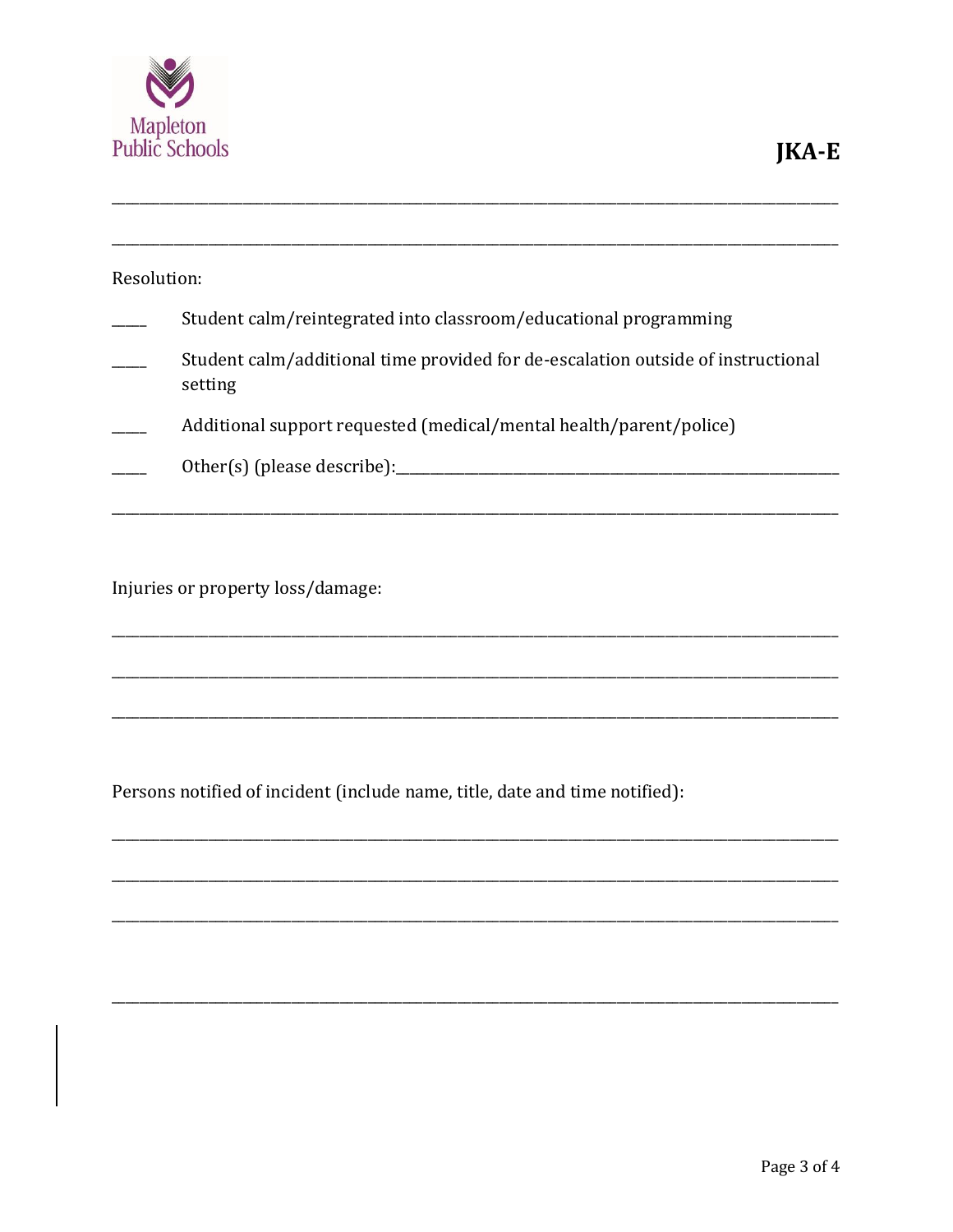______________________________________________________________________________

______________________________________________________________________________

Resolution:

____ Student calm/reintegrated into classroom/educational programming

____ Student calm/additional time provided for de-escalation outside of instructional setting

____ Additional support requested (medical/mental health/parent/police)

____ Other(s) (please describe):_______________________________________________

______________________________________________________________________________

Injuries or property loss/damage:

______________________________________________________________________________

______________________________________________________________________________

______________________________________________________________________________

Persons notified of incident (include name, title, date and time notified):

______________________________________________________________________________

______________________________________________________________________________

______________________________________________________________________________

______________________________________________________________________________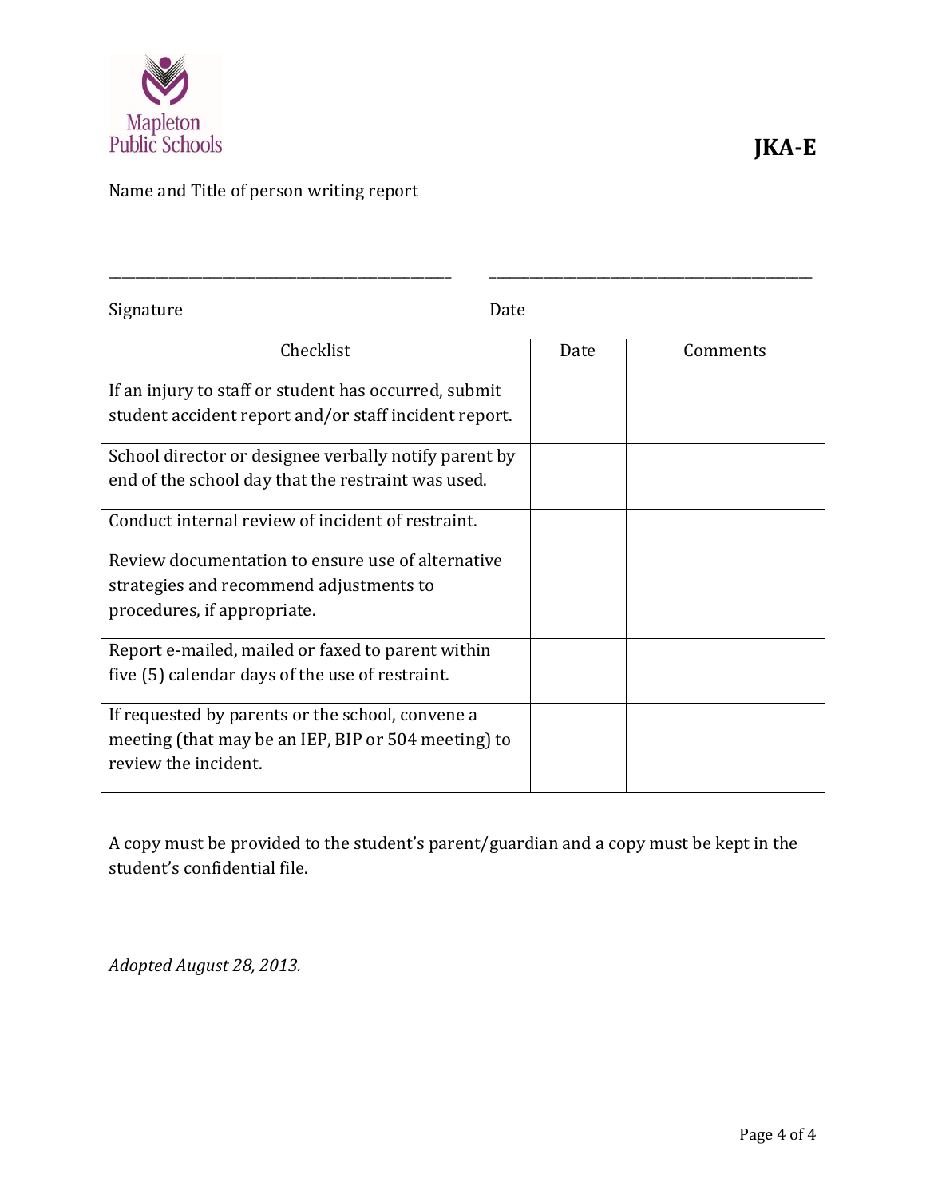**JKA-E**

Name and Title of person writing report

\_\_\_\_\_\_\_\_\_\_\_\_\_\_\_\_\_\_\_\_\_\_\_\_\_\_\_\_\_\_\_\_\_\_\_\_\_\_\_\_\_\_\_\_ \_\_\_\_\_\_\_\_\_\_\_\_\_\_\_\_\_\_\_\_\_\_\_\_\_\_\_\_\_\_\_\_\_\_\_\_\_\_\_\_\_\_\_\_

Signature Date

| Checklist | Date | Comments |
|---|---|---|
| If an injury to staff or student has occurred, submit student accident report and/or staff incident report. | | |
| School director or designee verbally notify parent by end of the school day that the restraint was used. | | |
| Conduct internal review of incident of restraint. | | |
| Review documentation to ensure use of alternative strategies and recommend adjustments to procedures, if appropriate. | | |
| Report e-mailed, mailed or faxed to parent within five (5) calendar days of the use of restraint. | | |
| If requested by parents or the school, convene a meeting (that may be an IEP, BIP or 504 meeting) to review the incident. | | |

A copy must be provided to the student's parent/guardian and a copy must be kept in the student's confidential file.

*Adopted August 28, 2013.*